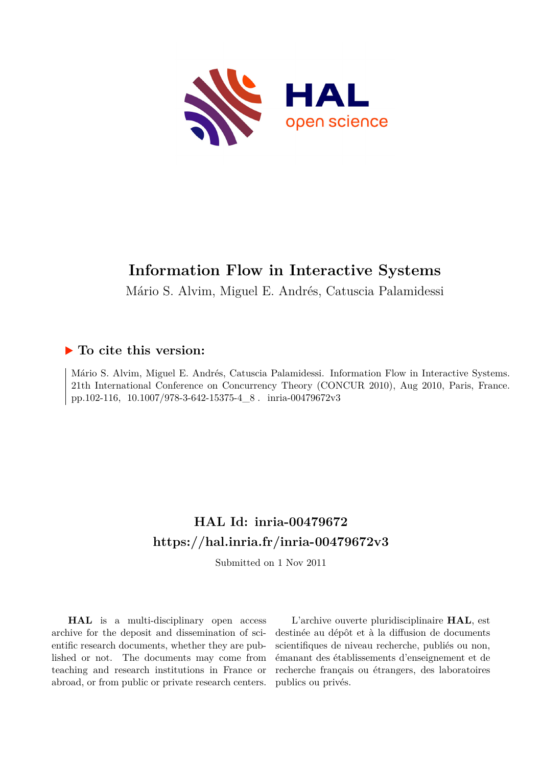# Information Flow in Interactive Systems

Mário S. Alvim, Miguel E. Andrés, Catuscia Palamidessi

## ▶ To cite this version:

Mário S. Alvim, Miguel E. Andrés, Catuscia Palamidessi. Information Flow in Interactive Systems. 21th International Conference on Concurrency Theory (CONCUR 2010), Aug 2010, Paris, France. pp.102-116, 10.1007/978-3-642-15375-4_8 . inria-00479672v3

## HAL Id: inria-00479672
## https://hal.inria.fr/inria-00479672v3

Submitted on 1 Nov 2011

**HAL** is a multi-disciplinary open access archive for the deposit and dissemination of scientific research documents, whether they are published or not. The documents may come from teaching and research institutions in France or abroad, or from public or private research centers.

L'archive ouverte pluridisciplinaire **HAL**, est destinée au dépôt et à la diffusion de documents scientifiques de niveau recherche, publiés ou non, émanant des établissements d'enseignement et de recherche français ou étrangers, des laboratoires publics ou privés.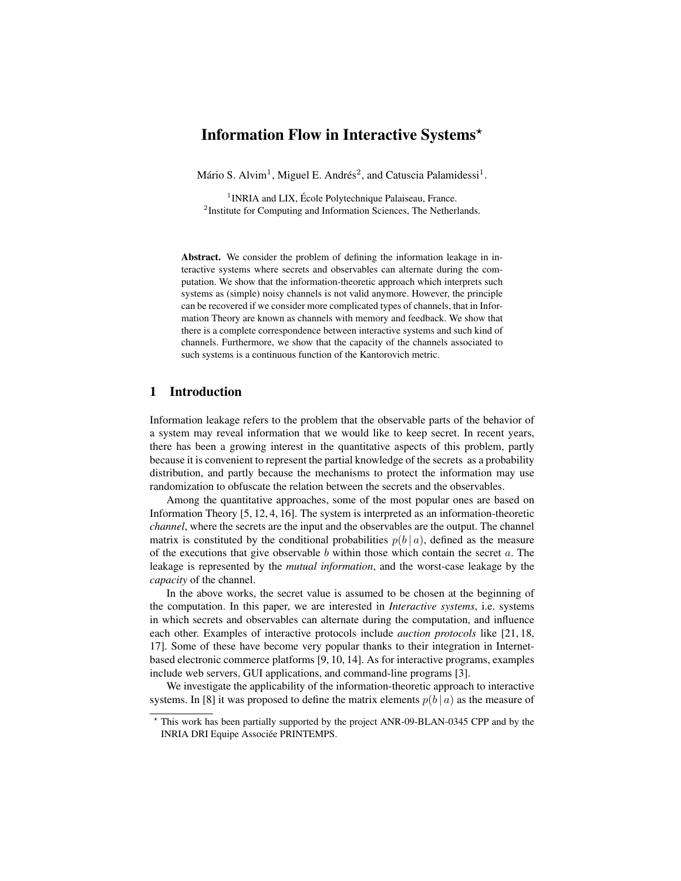# Information Flow in Interactive Systems*

Mário S. Alvim[1], Miguel E. Andrés[2], and Catuscia Palamidessi[1].

[1]INRIA and LIX, École Polytechnique Palaiseau, France.
[2]Institute for Computing and Information Sciences, The Netherlands.

**Abstract.** We consider the problem of defining the information leakage in interactive systems where secrets and observables can alternate during the computation. We show that the information-theoretic approach which interprets such systems as (simple) noisy channels is not valid anymore. However, the principle can be recovered if we consider more complicated types of channels, that in Information Theory are known as channels with memory and feedback. We show that there is a complete correspondence between interactive systems and such kind of channels. Furthermore, we show that the capacity of the channels associated to such systems is a continuous function of the Kantorovich metric.

## 1 Introduction

Information leakage refers to the problem that the observable parts of the behavior of a system may reveal information that we would like to keep secret. In recent years, there has been a growing interest in the quantitative aspects of this problem, partly because it is convenient to represent the partial knowledge of the secrets as a probability distribution, and partly because the mechanisms to protect the information may use randomization to obfuscate the relation between the secrets and the observables.

Among the quantitative approaches, some of the most popular ones are based on Information Theory [5, 12, 4, 16]. The system is interpreted as an information-theoretic *channel*, where the secrets are the input and the observables are the output. The channel matrix is constituted by the conditional probabilities $p(b \mid a)$, defined as the measure of the executions that give observable $b$ within those which contain the secret $a$. The leakage is represented by the *mutual information*, and the worst-case leakage by the *capacity* of the channel.

In the above works, the secret value is assumed to be chosen at the beginning of the computation. In this paper, we are interested in *Interactive systems*, i.e. systems in which secrets and observables can alternate during the computation, and influence each other. Examples of interactive protocols include *auction protocols* like [21, 18, 17]. Some of these have become very popular thanks to their integration in Internet-based electronic commerce platforms [9, 10, 14]. As for interactive programs, examples include web servers, GUI applications, and command-line programs [3].

We investigate the applicability of the information-theoretic approach to interactive systems. In [8] it was proposed to define the matrix elements $p(b \mid a)$ as the measure of

* This work has been partially supported by the project ANR-09-BLAN-0345 CPP and by the INRIA DRI Equipe Associée PRINTEMPS.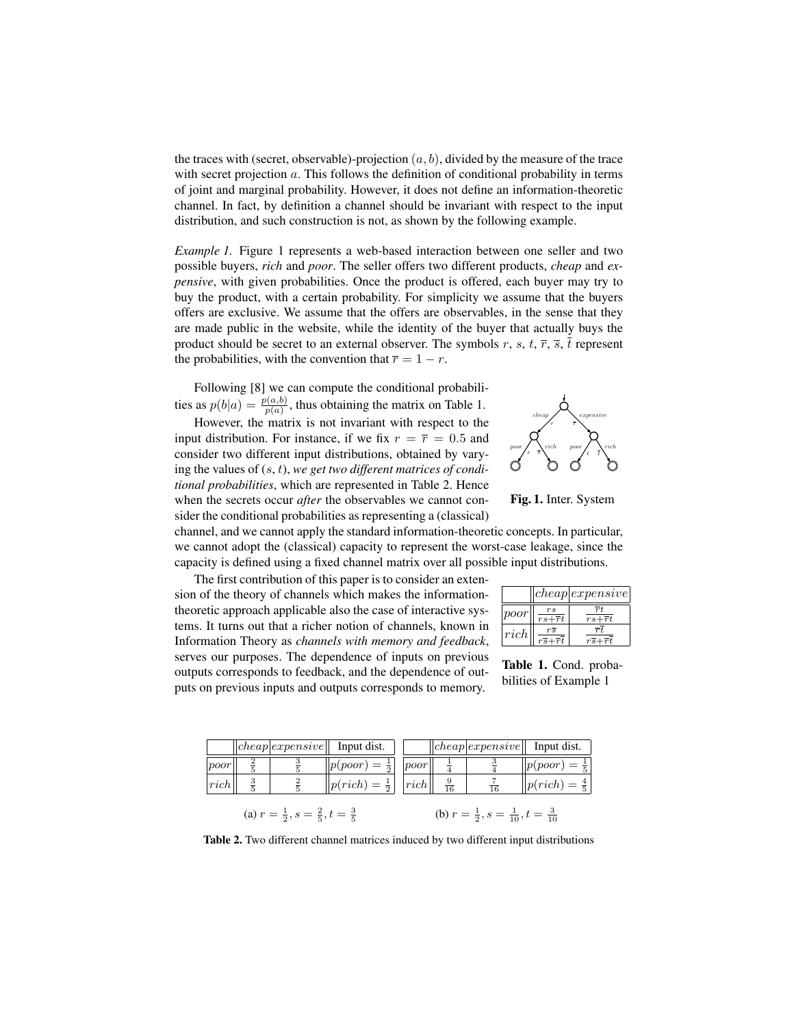the traces with (secret, observable)-projection $(a, b)$, divided by the measure of the trace with secret projection $a$. This follows the definition of conditional probability in terms of joint and marginal probability. However, it does not define an information-theoretic channel. In fact, by definition a channel should be invariant with respect to the input distribution, and such construction is not, as shown by the following example.

*Example 1.* Figure 1 represents a web-based interaction between one seller and two possible buyers, *rich* and *poor*. The seller offers two different products, *cheap* and *expensive*, with given probabilities. Once the product is offered, each buyer may try to buy the product, with a certain probability. For simplicity we assume that the buyers offers are exclusive. We assume that the offers are observables, in the sense that they are made public in the website, while the identity of the buyer that actually buys the product should be secret to an external observer. The symbols $r$, $s$, $t$, $\overline{r}$, $\overline{s}$, $\overline{t}$ represent the probabilities, with the convention that $\overline{r} = 1 - r$.

Following [8] we can compute the conditional probabilities as $p(b|a) = \frac{p(a,b)}{p(a)}$, thus obtaining the matrix on Table 1.

However, the matrix is not invariant with respect to the input distribution. For instance, if we fix $r = \overline{r} = 0.5$ and consider two different input distributions, obtained by varying the values of $(s, t)$, *we get two different matrices of conditional probabilities*, which are represented in Table 2. Hence when the secrets occur *after* the observables we cannot consider the conditional probabilities as representing a (classical) channel, and we cannot apply the standard information-theoretic concepts. In particular, we cannot adopt the (classical) capacity to represent the worst-case leakage, since the capacity is defined using a fixed channel matrix over all possible input distributions.

**Fig. 1.** Inter. System

The first contribution of this paper is to consider an extension of the theory of channels which makes the information-theoretic approach applicable also the case of interactive systems. It turns out that a richer notion of channels, known in Information Theory as *channels with memory and feedback*, serves our purposes. The dependence of inputs on previous outputs corresponds to feedback, and the dependence of outputs on previous inputs and outputs corresponds to memory.

| | $cheap$ | $expensive$ |
|---|---|---|
| $poor$ | $\frac{rs}{rs+\overline{r}t}$ | $\frac{\overline{r}t}{rs+\overline{r}t}$ |
| $rich$ | $\frac{r\overline{s}}{r\overline{s}+\overline{r}\overline{t}}$ | $\frac{\overline{r}\overline{t}}{r\overline{s}+\overline{r}\overline{t}}$ |

**Table 1.** Cond. probabilities of Example 1

| | $cheap$ | $expensive$ | Input dist. |
|---|---|---|---|
| $poor$ | $\frac{2}{5}$ | $\frac{3}{5}$ | $p(poor) = \frac{1}{2}$ |
| $rich$ | $\frac{3}{5}$ | $\frac{2}{5}$ | $p(rich) = \frac{1}{2}$ |

(a) $r = \frac{1}{2}, s = \frac{2}{5}, t = \frac{3}{5}$

| | $cheap$ | $expensive$ | Input dist. |
|---|---|---|---|
| $poor$ | $\frac{1}{4}$ | $\frac{3}{4}$ | $p(poor) = \frac{1}{5}$ |
| $rich$ | $\frac{9}{16}$ | $\frac{7}{16}$ | $p(rich) = \frac{4}{5}$ |

(b) $r = \frac{1}{2}, s = \frac{1}{10}, t = \frac{3}{10}$

**Table 2.** Two different channel matrices induced by two different input distributions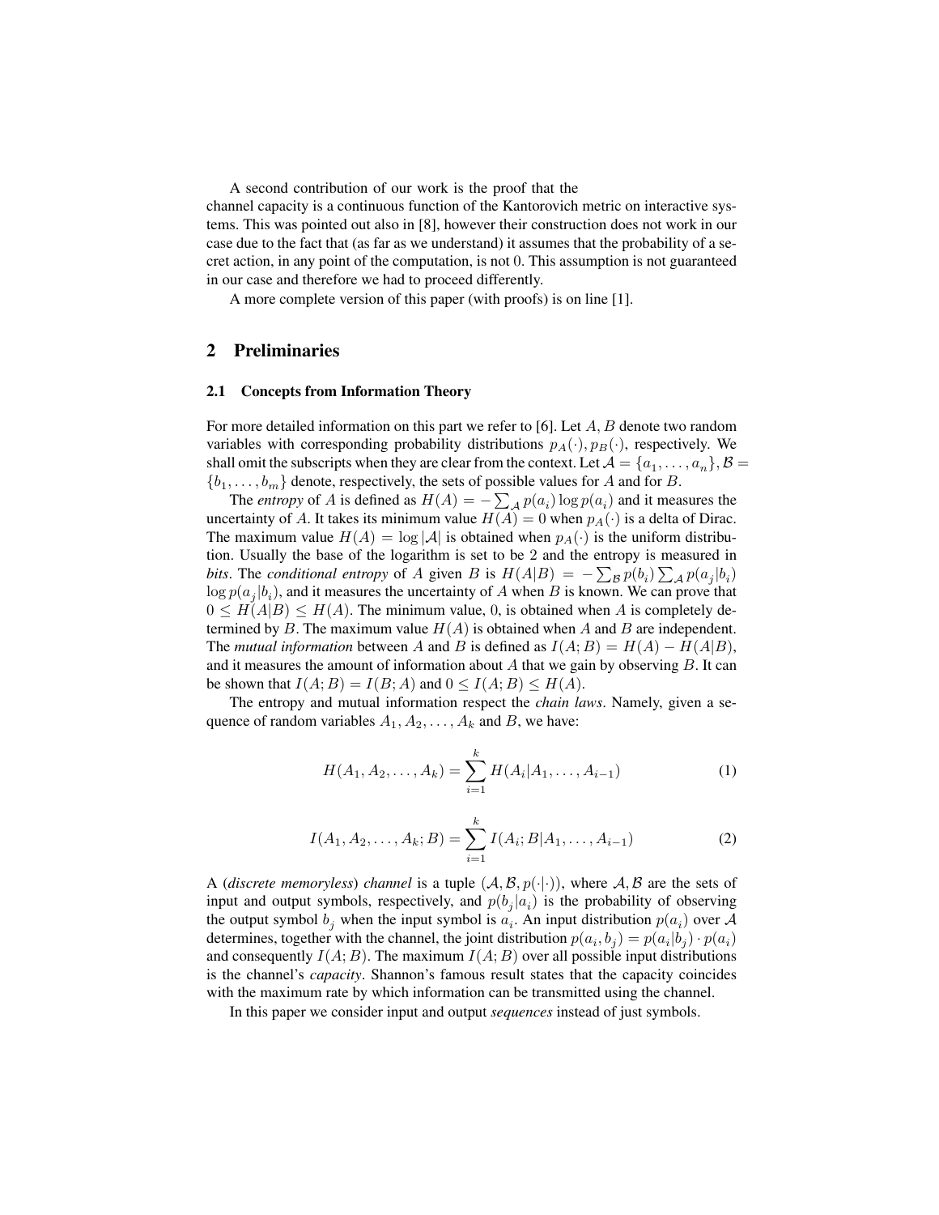A second contribution of our work is the proof that the channel capacity is a continuous function of the Kantorovich metric on interactive systems. This was pointed out also in [8], however their construction does not work in our case due to the fact that (as far as we understand) it assumes that the probability of a secret action, in any point of the computation, is not 0. This assumption is not guaranteed in our case and therefore we had to proceed differently.

A more complete version of this paper (with proofs) is on line [1].

## 2 Preliminaries

### 2.1 Concepts from Information Theory

For more detailed information on this part we refer to [6]. Let $A, B$ denote two random variables with corresponding probability distributions $p_A(\cdot), p_B(\cdot)$, respectively. We shall omit the subscripts when they are clear from the context. Let $\mathcal{A} = \{a_1, \ldots, a_n\}, \mathcal{B} = \{b_1, \ldots, b_m\}$ denote, respectively, the sets of possible values for $A$ and for $B$.

The *entropy* of $A$ is defined as $H(A) = -\sum_{\mathcal{A}} p(a_i) \log p(a_i)$ and it measures the uncertainty of $A$. It takes its minimum value $H(A) = 0$ when $p_A(\cdot)$ is a delta of Dirac. The maximum value $H(A) = \log |\mathcal{A}|$ is obtained when $p_A(\cdot)$ is the uniform distribution. Usually the base of the logarithm is set to be 2 and the entropy is measured in *bits*. The *conditional entropy* of $A$ given $B$ is $H(A|B) = -\sum_{\mathcal{B}} p(b_i) \sum_{\mathcal{A}} p(a_j|b_i) \log p(a_j|b_i)$, and it measures the uncertainty of $A$ when $B$ is known. We can prove that $0 \leq H(A|B) \leq H(A)$. The minimum value, 0, is obtained when $A$ is completely determined by $B$. The maximum value $H(A)$ is obtained when $A$ and $B$ are independent. The *mutual information* between $A$ and $B$ is defined as $I(A; B) = H(A) - H(A|B)$, and it measures the amount of information about $A$ that we gain by observing $B$. It can be shown that $I(A; B) = I(B; A)$ and $0 \leq I(A; B) \leq H(A)$.

The entropy and mutual information respect the *chain laws*. Namely, given a sequence of random variables $A_1, A_2, \ldots, A_k$ and $B$, we have:

$$H(A_1, A_2, \ldots, A_k) = \sum_{i=1}^{k} H(A_i|A_1, \ldots, A_{i-1}) \tag{1}$$

$$I(A_1, A_2, \ldots, A_k; B) = \sum_{i=1}^{k} I(A_i; B|A_1, \ldots, A_{i-1}) \tag{2}$$

A (*discrete memoryless*) *channel* is a tuple $(\mathcal{A}, \mathcal{B}, p(\cdot|\cdot))$, where $\mathcal{A}, \mathcal{B}$ are the sets of input and output symbols, respectively, and $p(b_j|a_i)$ is the probability of observing the output symbol $b_j$ when the input symbol is $a_i$. An input distribution $p(a_i)$ over $\mathcal{A}$ determines, together with the channel, the joint distribution $p(a_i, b_j) = p(a_i|b_j) \cdot p(a_i)$ and consequently $I(A; B)$. The maximum $I(A; B)$ over all possible input distributions is the channel's *capacity*. Shannon's famous result states that the capacity coincides with the maximum rate by which information can be transmitted using the channel.

In this paper we consider input and output *sequences* instead of just symbols.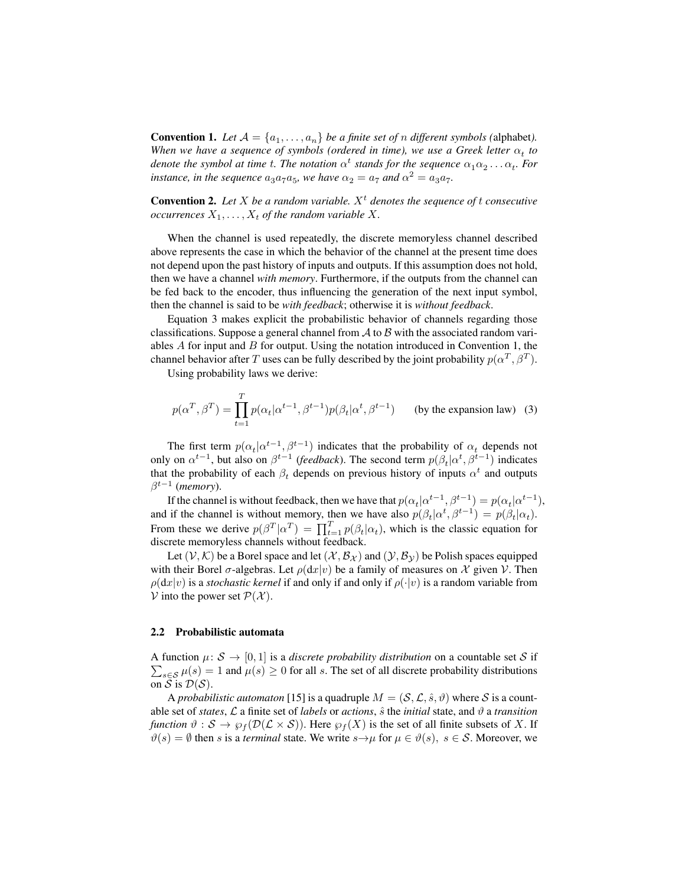**Convention 1.** *Let $\mathcal{A} = \{a_1, \ldots, a_n\}$ be a finite set of $n$ different symbols (*alphabet*). When we have a sequence of symbols (ordered in time), we use a Greek letter $\alpha_t$ to denote the symbol at time $t$. The notation $\alpha^t$ stands for the sequence $\alpha_1\alpha_2 \ldots \alpha_t$. For instance, in the sequence $a_3a_7a_5$, we have $\alpha_2 = a_7$ and $\alpha^2 = a_3a_7$.*

**Convention 2.** *Let $X$ be a random variable. $X^t$ denotes the sequence of $t$ consecutive occurrences $X_1, \ldots, X_t$ of the random variable $X$.*

When the channel is used repeatedly, the discrete memoryless channel described above represents the case in which the behavior of the channel at the present time does not depend upon the past history of inputs and outputs. If this assumption does not hold, then we have a channel *with memory*. Furthermore, if the outputs from the channel can be fed back to the encoder, thus influencing the generation of the next input symbol, then the channel is said to be *with feedback*; otherwise it is *without feedback*.

Equation 3 makes explicit the probabilistic behavior of channels regarding those classifications. Suppose a general channel from $\mathcal{A}$ to $\mathcal{B}$ with the associated random variables $A$ for input and $B$ for output. Using the notation introduced in Convention 1, the channel behavior after $T$ uses can be fully described by the joint probability $p(\alpha^T, \beta^T)$.

Using probability laws we derive:

$$p(\alpha^T, \beta^T) = \prod_{t=1}^{T} p(\alpha_t|\alpha^{t-1}, \beta^{t-1})p(\beta_t|\alpha^t, \beta^{t-1}) \qquad \text{(by the expansion law)} \quad (3)$$

The first term $p(\alpha_t|\alpha^{t-1}, \beta^{t-1})$ indicates that the probability of $\alpha_t$ depends not only on $\alpha^{t-1}$, but also on $\beta^{t-1}$ (*feedback*). The second term $p(\beta_t|\alpha^t, \beta^{t-1})$ indicates that the probability of each $\beta_t$ depends on previous history of inputs $\alpha^t$ and outputs $\beta^{t-1}$ (*memory*).

If the channel is without feedback, then we have that $p(\alpha_t|\alpha^{t-1}, \beta^{t-1}) = p(\alpha_t|\alpha^{t-1})$, and if the channel is without memory, then we have also $p(\beta_t|\alpha^t, \beta^{t-1}) = p(\beta_t|\alpha_t)$. From these we derive $p(\beta^T|\alpha^T) = \prod_{t=1}^{T} p(\beta_t|\alpha_t)$, which is the classic equation for discrete memoryless channels without feedback.

Let $(\mathcal{V}, \mathcal{K})$ be a Borel space and let $(\mathcal{X}, \mathcal{B}_\mathcal{X})$ and $(\mathcal{Y}, \mathcal{B}_\mathcal{Y})$ be Polish spaces equipped with their Borel $\sigma$-algebras. Let $\rho(\mathrm{d}x|v)$ be a family of measures on $\mathcal{X}$ given $\mathcal{V}$. Then $\rho(\mathrm{d}x|v)$ is a *stochastic kernel* if and only if and only if $\rho(\cdot|v)$ is a random variable from $\mathcal{V}$ into the power set $\mathcal{P}(\mathcal{X})$.

### 2.2 Probabilistic automata

A function $\mu \colon \mathcal{S} \to [0, 1]$ is a *discrete probability distribution* on a countable set $\mathcal{S}$ if $\sum_{s \in \mathcal{S}} \mu(s) = 1$ and $\mu(s) \geq 0$ for all $s$. The set of all discrete probability distributions on $\mathcal{S}$ is $\mathcal{D}(\mathcal{S})$.

A *probabilistic automaton* [15] is a quadruple $M = (\mathcal{S}, \mathcal{L}, \hat{s}, \vartheta)$ where $\mathcal{S}$ is a countable set of *states*, $\mathcal{L}$ a finite set of *labels* or *actions*, $\hat{s}$ the *initial* state, and $\vartheta$ a *transition function* $\vartheta : \mathcal{S} \to \wp_f(\mathcal{D}(\mathcal{L} \times \mathcal{S}))$. Here $\wp_f(X)$ is the set of all finite subsets of $X$. If $\vartheta(s) = \emptyset$ then $s$ is a *terminal* state. We write $s{\to}\mu$ for $\mu \in \vartheta(s),\ s \in \mathcal{S}$. Moreover, we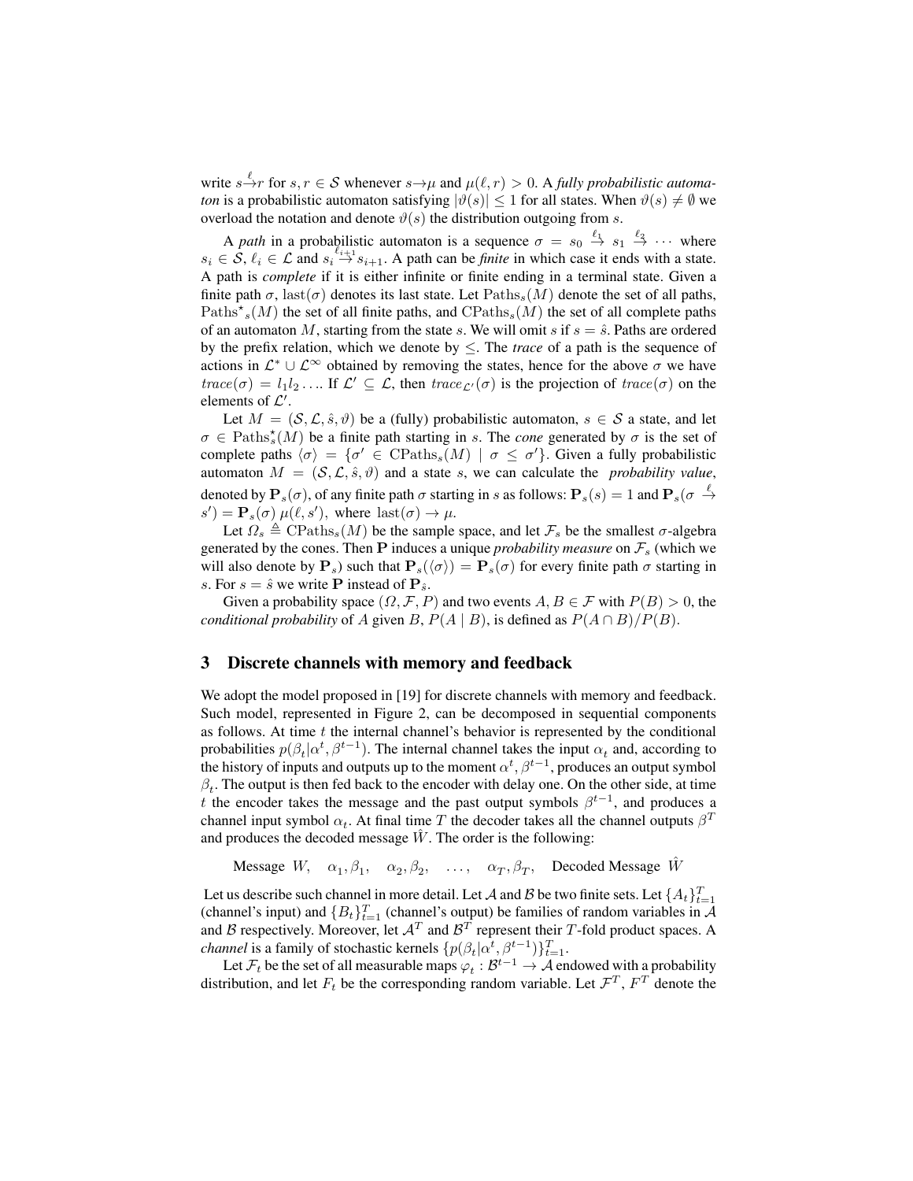write $s \xrightarrow{\ell} r$ for $s, r \in \mathcal{S}$ whenever $s \rightarrow \mu$ and $\mu(\ell, r) > 0$. A *fully probabilistic automaton* is a probabilistic automaton satisfying $|\vartheta(s)| \leq 1$ for all states. When $\vartheta(s) \neq \emptyset$ we overload the notation and denote $\vartheta(s)$ the distribution outgoing from $s$.

A *path* in a probabilistic automaton is a sequence $\sigma = s_0 \xrightarrow{\ell_1} s_1 \xrightarrow{\ell_2} \cdots$ where $s_i \in \mathcal{S}$, $\ell_i \in \mathcal{L}$ and $s_i \xrightarrow{\ell_{i+1}} s_{i+1}$. A path can be *finite* in which case it ends with a state. A path is *complete* if it is either infinite or finite ending in a terminal state. Given a finite path $\sigma$, $\mathrm{last}(\sigma)$ denotes its last state. Let $\mathrm{Paths}_s(M)$ denote the set of all paths, $\mathrm{Paths}^{\star}{}_s(M)$ the set of all finite paths, and $\mathrm{CPaths}_s(M)$ the set of all complete paths of an automaton $M$, starting from the state $s$. We will omit $s$ if $s = \hat{s}$. Paths are ordered by the prefix relation, which we denote by $\leq$. The *trace* of a path is the sequence of actions in $\mathcal{L}^* \cup \mathcal{L}^{\infty}$ obtained by removing the states, hence for the above $\sigma$ we have $trace(\sigma) = l_1 l_2 \ldots$. If $\mathcal{L}' \subseteq \mathcal{L}$, then $trace_{\mathcal{L}'}(\sigma)$ is the projection of $trace(\sigma)$ on the elements of $\mathcal{L}'$.

Let $M = (\mathcal{S}, \mathcal{L}, \hat{s}, \vartheta)$ be a (fully) probabilistic automaton, $s \in \mathcal{S}$ a state, and let $\sigma \in \mathrm{Paths}^{\star}_s(M)$ be a finite path starting in $s$. The *cone* generated by $\sigma$ is the set of complete paths $\langle \sigma \rangle = \{\sigma' \in \mathrm{CPaths}_s(M) \mid \sigma \leq \sigma'\}$. Given a fully probabilistic automaton $M = (\mathcal{S}, \mathcal{L}, \hat{s}, \vartheta)$ and a state $s$, we can calculate the *probability value*, denoted by $\mathbf{P}_s(\sigma)$, of any finite path $\sigma$ starting in $s$ as follows: $\mathbf{P}_s(s) = 1$ and $\mathbf{P}_s(\sigma \xrightarrow{\ell} s') = \mathbf{P}_s(\sigma)\, \mu(\ell, s')$, where $\mathrm{last}(\sigma) \rightarrow \mu$.

Let $\Omega_s \triangleq \mathrm{CPaths}_s(M)$ be the sample space, and let $\mathcal{F}_s$ be the smallest $\sigma$-algebra generated by the cones. Then $\mathbf{P}$ induces a unique *probability measure* on $\mathcal{F}_s$ (which we will also denote by $\mathbf{P}_s$) such that $\mathbf{P}_s(\langle \sigma \rangle) = \mathbf{P}_s(\sigma)$ for every finite path $\sigma$ starting in $s$. For $s = \hat{s}$ we write $\mathbf{P}$ instead of $\mathbf{P}_{\hat{s}}$.

Given a probability space $(\Omega, \mathcal{F}, P)$ and two events $A, B \in \mathcal{F}$ with $P(B) > 0$, the *conditional probability* of $A$ given $B$, $P(A \mid B)$, is defined as $P(A \cap B)/P(B)$.

## 3 Discrete channels with memory and feedback

We adopt the model proposed in [19] for discrete channels with memory and feedback. Such model, represented in Figure 2, can be decomposed in sequential components as follows. At time $t$ the internal channel's behavior is represented by the conditional probabilities $p(\beta_t|\alpha^t, \beta^{t-1})$. The internal channel takes the input $\alpha_t$ and, according to the history of inputs and outputs up to the moment $\alpha^t, \beta^{t-1}$, produces an output symbol $\beta_t$. The output is then fed back to the encoder with delay one. On the other side, at time $t$ the encoder takes the message and the past output symbols $\beta^{t-1}$, and produces a channel input symbol $\alpha_t$. At final time $T$ the decoder takes all the channel outputs $\beta^T$ and produces the decoded message $\hat{W}$. The order is the following:

$$\text{Message } W, \quad \alpha_1, \beta_1, \quad \alpha_2, \beta_2, \quad \ldots, \quad \alpha_T, \beta_T, \quad \text{Decoded Message } \hat{W}$$

Let us describe such channel in more detail. Let $\mathcal{A}$ and $\mathcal{B}$ be two finite sets. Let $\{A_t\}_{t=1}^{T}$ (channel's input) and $\{B_t\}_{t=1}^{T}$ (channel's output) be families of random variables in $\mathcal{A}$ and $\mathcal{B}$ respectively. Moreover, let $\mathcal{A}^T$ and $\mathcal{B}^T$ represent their $T$-fold product spaces. A *channel* is a family of stochastic kernels $\{p(\beta_t|\alpha^t, \beta^{t-1})\}_{t=1}^{T}$.

Let $\mathcal{F}_t$ be the set of all measurable maps $\varphi_t : \mathcal{B}^{t-1} \rightarrow \mathcal{A}$ endowed with a probability distribution, and let $F_t$ be the corresponding random variable. Let $\mathcal{F}^T$, $F^T$ denote the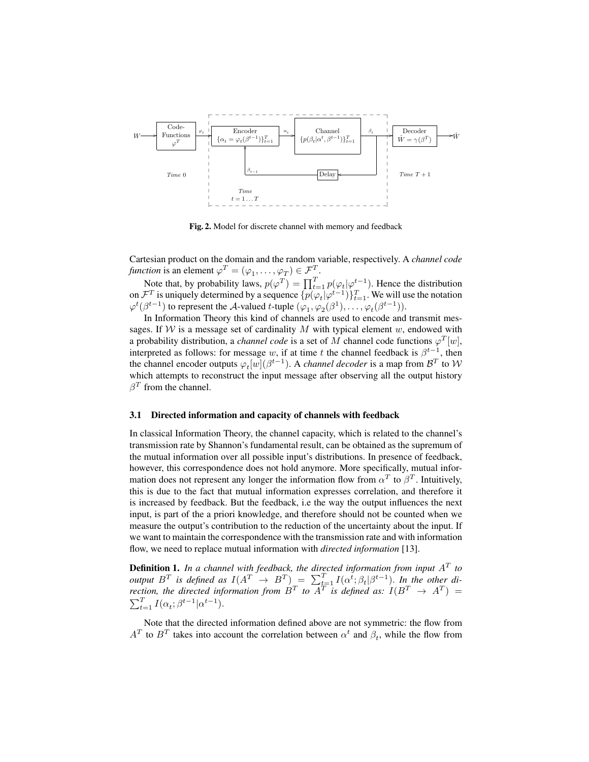Fig. 2. Model for discrete channel with memory and feedback

Cartesian product on the domain and the random variable, respectively. A *channel code function* is an element $\varphi^T = (\varphi_1, \ldots, \varphi_T) \in \mathcal{F}^T$.

Note that, by probability laws, $p(\varphi^T) = \prod_{t=1}^{T} p(\varphi_t|\varphi^{t-1})$. Hence the distribution on $\mathcal{F}^T$ is uniquely determined by a sequence $\{p(\varphi_t|\varphi^{t-1})\}_{t=1}^{T}$. We will use the notation $\varphi^t(\beta^{t-1})$ to represent the $\mathcal{A}$-valued $t$-tuple $(\varphi_1, \varphi_2(\beta^1), \ldots, \varphi_t(\beta^{t-1}))$.

In Information Theory this kind of channels are used to encode and transmit messages. If $\mathcal{W}$ is a message set of cardinality $M$ with typical element $w$, endowed with a probability distribution, a *channel code* is a set of $M$ channel code functions $\varphi^T[w]$, interpreted as follows: for message $w$, if at time $t$ the channel feedback is $\beta^{t-1}$, then the channel encoder outputs $\varphi_t[w](\beta^{t-1})$. A *channel decoder* is a map from $\mathcal{B}^T$ to $\mathcal{W}$ which attempts to reconstruct the input message after observing all the output history $\beta^T$ from the channel.

### 3.1 Directed information and capacity of channels with feedback

In classical Information Theory, the channel capacity, which is related to the channel's transmission rate by Shannon's fundamental result, can be obtained as the supremum of the mutual information over all possible input's distributions. In presence of feedback, however, this correspondence does not hold anymore. More specifically, mutual information does not represent any longer the information flow from $\alpha^T$ to $\beta^T$. Intuitively, this is due to the fact that mutual information expresses correlation, and therefore it is increased by feedback. But the feedback, i.e the way the output influences the next input, is part of the a priori knowledge, and therefore should not be counted when we measure the output's contribution to the reduction of the uncertainty about the input. If we want to maintain the correspondence with the transmission rate and with information flow, we need to replace mutual information with *directed information* [13].

**Definition 1.** *In a channel with feedback, the directed information from input $A^T$ to output $B^T$ is defined as $I(A^T \to B^T) = \sum_{t=1}^{T} I(\alpha^t; \beta_t|\beta^{t-1})$. In the other direction, the directed information from $B^T$ to $A^T$ is defined as: $I(B^T \to A^T) = \sum_{t=1}^{T} I(\alpha_t; \beta^{t-1}|\alpha^{t-1})$.*

Note that the directed information defined above are not symmetric: the flow from $A^T$ to $B^T$ takes into account the correlation between $\alpha^t$ and $\beta_t$, while the flow from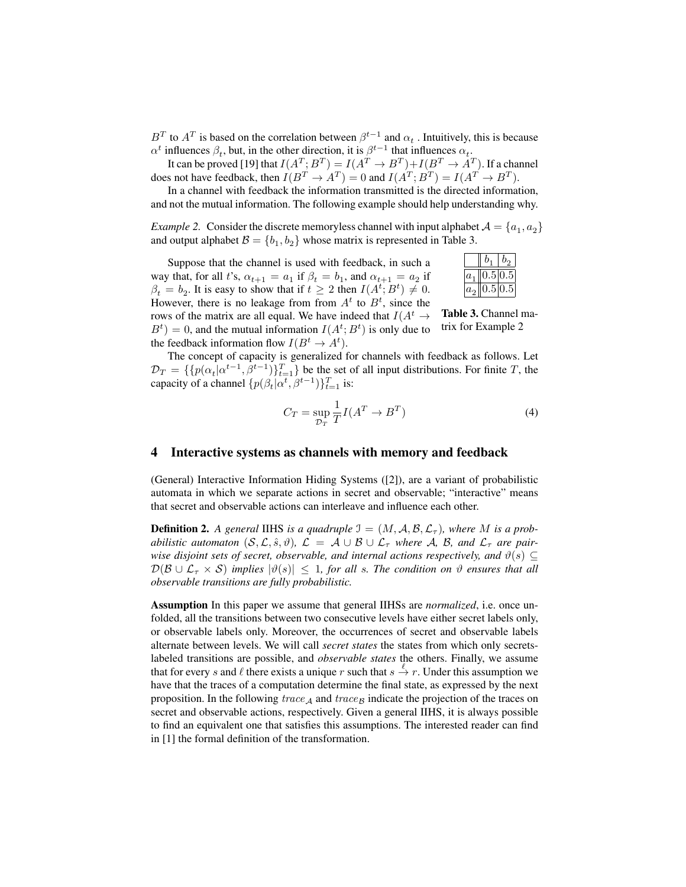$B^T$ to $A^T$ is based on the correlation between $\beta^{t-1}$ and $\alpha_t$ . Intuitively, this is because $\alpha^t$ influences $\beta_t$, but, in the other direction, it is $\beta^{t-1}$ that influences $\alpha_t$.

It can be proved [19] that $I(A^T;B^T) = I(A^T \to B^T) + I(B^T \to A^T)$. If a channel does not have feedback, then $I(B^T \to A^T) = 0$ and $I(A^T;B^T) = I(A^T \to B^T)$.

In a channel with feedback the information transmitted is the directed information, and not the mutual information. The following example should help understanding why.

*Example 2.* Consider the discrete memoryless channel with input alphabet $\mathcal{A} = \{a_1, a_2\}$ and output alphabet $\mathcal{B} = \{b_1, b_2\}$ whose matrix is represented in Table 3.

|  | $b_1$ | $b_2$ |
|---|---|---|
| $a_1$ | 0.5 | 0.5 |
| $a_2$ | 0.5 | 0.5 |

**Table 3.** Channel matrix for Example 2

Suppose that the channel is used with feedback, in such a way that, for all $t$'s, $\alpha_{t+1} = a_1$ if $\beta_t = b_1$, and $\alpha_{t+1} = a_2$ if $\beta_t = b_2$. It is easy to show that if $t \geq 2$ then $I(A^t;B^t) \neq 0$. However, there is no leakage from from $A^t$ to $B^t$, since the rows of the matrix are all equal. We have indeed that $I(A^t \to B^t) = 0$, and the mutual information $I(A^t;B^t)$ is only due to the feedback information flow $I(B^t \to A^t)$.

The concept of capacity is generalized for channels with feedback as follows. Let $\mathcal{D}_T = \{\{p(\alpha_t|\alpha^{t-1}, \beta^{t-1})\}_{t=1}^T\}$ be the set of all input distributions. For finite $T$, the capacity of a channel $\{p(\beta_t|\alpha^t, \beta^{t-1})\}_{t=1}^T$ is:

$$C_T = \sup_{\mathcal{D}_T} \frac{1}{T} I(A^T \to B^T) \tag{4}$$

## 4 Interactive systems as channels with memory and feedback

(General) Interactive Information Hiding Systems ([2]), are a variant of probabilistic automata in which we separate actions in secret and observable; "interactive" means that secret and observable actions can interleave and influence each other.

**Definition 2.** *A general* IIHS *is a quadruple $\mathcal{I} = (M, \mathcal{A}, \mathcal{B}, \mathcal{L}_\tau)$, where $M$ is a probabilistic automaton $(\mathcal{S}, \mathcal{L}, \hat{s}, \vartheta)$, $\mathcal{L} = \mathcal{A} \cup \mathcal{B} \cup \mathcal{L}_\tau$ where $\mathcal{A}$, $\mathcal{B}$, and $\mathcal{L}_\tau$ are pairwise disjoint sets of secret, observable, and internal actions respectively, and $\vartheta(s) \subseteq \mathcal{D}(\mathcal{B} \cup \mathcal{L}_\tau \times \mathcal{S})$ implies $|\vartheta(s)| \leq 1$, for all $s$. The condition on $\vartheta$ ensures that all observable transitions are fully probabilistic.*

**Assumption** In this paper we assume that general IIHSs are *normalized*, i.e. once unfolded, all the transitions between two consecutive levels have either secret labels only, or observable labels only. Moreover, the occurrences of secret and observable labels alternate between levels. We will call *secret states* the states from which only secrets-labeled transitions are possible, and *observable states* the others. Finally, we assume that for every $s$ and $\ell$ there exists a unique $r$ such that $s \xrightarrow{\ell} r$. Under this assumption we have that the traces of a computation determine the final state, as expressed by the next proposition. In the following $trace_{\mathcal{A}}$ and $trace_{\mathcal{B}}$ indicate the projection of the traces on secret and observable actions, respectively. Given a general IIHS, it is always possible to find an equivalent one that satisfies this assumptions. The interested reader can find in [1] the formal definition of the transformation.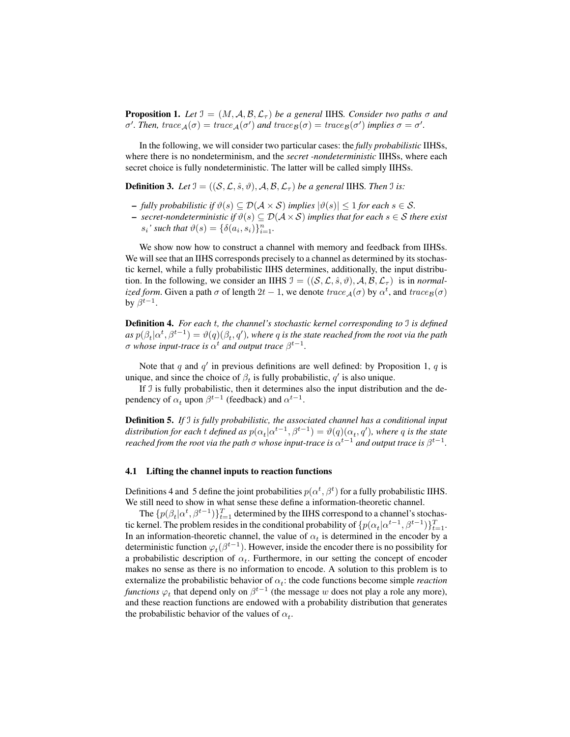**Proposition 1.** *Let $\mathcal{I} = (M, \mathcal{A}, \mathcal{B}, \mathcal{L}_\tau)$ be a general* IIHS*. Consider two paths $\sigma$ and $\sigma'$. Then, $trace_{\mathcal{A}}(\sigma) = trace_{\mathcal{A}}(\sigma')$ and $trace_{\mathcal{B}}(\sigma) = trace_{\mathcal{B}}(\sigma')$ implies $\sigma = \sigma'$.*

In the following, we will consider two particular cases: the *fully probabilistic* IIHSs, where there is no nondeterminism, and the *secret -nondeterministic* IIHSs, where each secret choice is fully nondeterministic. The latter will be called simply IIHSs.

**Definition 3.** *Let $\mathcal{I} = ((\mathcal{S}, \mathcal{L}, \hat{s}, \vartheta), \mathcal{A}, \mathcal{B}, \mathcal{L}_\tau)$ be a general* IIHS*. Then $\mathcal{I}$ is:*

- *fully probabilistic if $\vartheta(s) \subseteq \mathcal{D}(\mathcal{A} \times \mathcal{S})$ implies $|\vartheta(s)| \leq 1$ for each $s \in \mathcal{S}$.*
- *secret-nondeterministic if $\vartheta(s) \subseteq \mathcal{D}(\mathcal{A} \times \mathcal{S})$ implies that for each $s \in \mathcal{S}$ there exist $s_i$' such that $\vartheta(s) = \{\delta(a_i, s_i)\}_{i=1}^{n}$.*

We show now how to construct a channel with memory and feedback from IIHSs. We will see that an IIHS corresponds precisely to a channel as determined by its stochastic kernel, while a fully probabilistic IIHS determines, additionally, the input distribution. In the following, we consider an IIHS $\mathcal{I} = ((\mathcal{S}, \mathcal{L}, \hat{s}, \vartheta), \mathcal{A}, \mathcal{B}, \mathcal{L}_\tau)$ is in *normalized form*. Given a path $\sigma$ of length $2t-1$, we denote $trace_{\mathcal{A}}(\sigma)$ by $\alpha^t$, and $trace_{\mathcal{B}}(\sigma)$ by $\beta^{t-1}$.

**Definition 4.** *For each $t$, the channel's stochastic kernel corresponding to $\mathcal{I}$ is defined as $p(\beta_t|\alpha^t, \beta^{t-1}) = \vartheta(q)(\beta_t, q')$, where $q$ is the state reached from the root via the path $\sigma$ whose input-trace is $\alpha^t$ and output trace $\beta^{t-1}$.*

Note that $q$ and $q'$ in previous definitions are well defined: by Proposition 1, $q$ is unique, and since the choice of $\beta_t$ is fully probabilistic, $q'$ is also unique.

If $\mathcal{I}$ is fully probabilistic, then it determines also the input distribution and the dependency of $\alpha_t$ upon $\beta^{t-1}$ (feedback) and $\alpha^{t-1}$.

**Definition 5.** *If $\mathcal{I}$ is fully probabilistic, the associated channel has a conditional input distribution for each $t$ defined as $p(\alpha_t|\alpha^{t-1}, \beta^{t-1}) = \vartheta(q)(\alpha_t, q')$, where $q$ is the state reached from the root via the path $\sigma$ whose input-trace is $\alpha^{t-1}$ and output trace is $\beta^{t-1}$.*

### 4.1 Lifting the channel inputs to reaction functions

Definitions 4 and 5 define the joint probabilities $p(\alpha^t, \beta^t)$ for a fully probabilistic IIHS. We still need to show in what sense these define a information-theoretic channel.

The $\{p(\beta_t|\alpha^t, \beta^{t-1})\}_{t=1}^{T}$ determined by the IIHS correspond to a channel's stochastic kernel. The problem resides in the conditional probability of $\{p(\alpha_t|\alpha^{t-1}, \beta^{t-1})\}_{t=1}^{T}$. In an information-theoretic channel, the value of $\alpha_t$ is determined in the encoder by a deterministic function $\varphi_t(\beta^{t-1})$. However, inside the encoder there is no possibility for a probabilistic description of $\alpha_t$. Furthermore, in our setting the concept of encoder makes no sense as there is no information to encode. A solution to this problem is to externalize the probabilistic behavior of $\alpha_t$: the code functions become simple *reaction functions* $\varphi_t$ that depend only on $\beta^{t-1}$ (the message $w$ does not play a role any more), and these reaction functions are endowed with a probability distribution that generates the probabilistic behavior of the values of $\alpha_t$.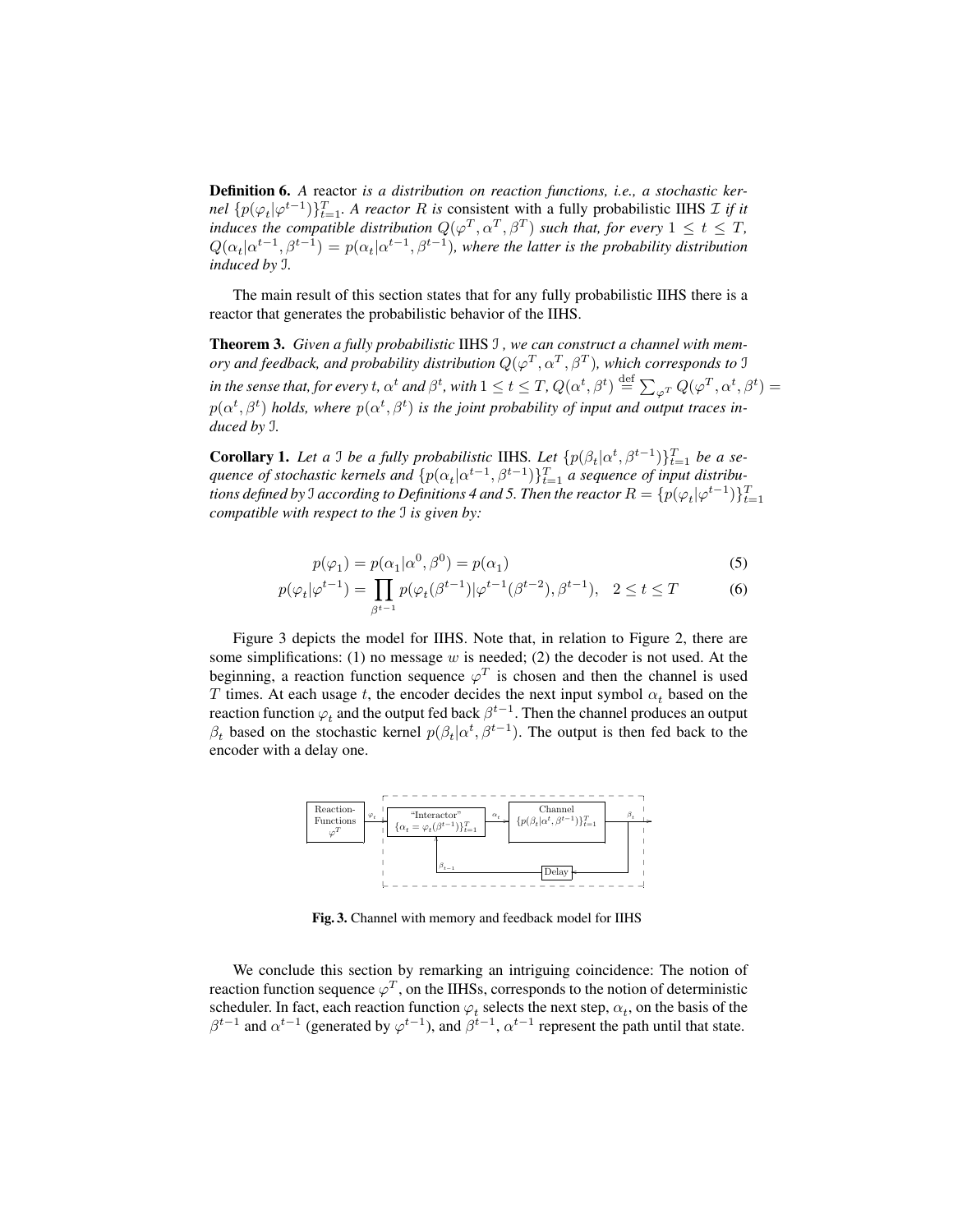**Definition 6.** *A* reactor *is a distribution on reaction functions, i.e., a stochastic kernel $\{p(\varphi_t|\varphi^{t-1})\}_{t=1}^T$. A reactor $R$ is* consistent with a fully probabilistic IIHS $\mathcal{I}$ *if it induces the compatible distribution $Q(\varphi^T, \alpha^T, \beta^T)$ such that, for every $1 \leq t \leq T$, $Q(\alpha_t|\alpha^{t-1}, \beta^{t-1}) = p(\alpha_t|\alpha^{t-1}, \beta^{t-1})$, where the latter is the probability distribution induced by $\mathcal{I}$.*

The main result of this section states that for any fully probabilistic IIHS there is a reactor that generates the probabilistic behavior of the IIHS.

**Theorem 3.** *Given a fully probabilistic* IIHS $\mathcal{I}$ *, we can construct a channel with memory and feedback, and probability distribution $Q(\varphi^T, \alpha^T, \beta^T)$, which corresponds to $\mathcal{I}$ in the sense that, for every t, $\alpha^t$ and $\beta^t$, with $1 \leq t \leq T$, $Q(\alpha^t, \beta^t) \stackrel{\text{def}}{=} \sum_{\varphi^T} Q(\varphi^T, \alpha^t, \beta^t) = p(\alpha^t, \beta^t)$ holds, where $p(\alpha^t, \beta^t)$ is the joint probability of input and output traces induced by $\mathcal{I}$.*

**Corollary 1.** *Let a $\mathcal{I}$ be a fully probabilistic* IIHS*. Let $\{p(\beta_t|\alpha^t, \beta^{t-1})\}_{t=1}^T$ be a sequence of stochastic kernels and $\{p(\alpha_t|\alpha^{t-1}, \beta^{t-1})\}_{t=1}^T$ a sequence of input distributions defined by $\mathcal{I}$ according to Definitions 4 and 5. Then the reactor $R = \{p(\varphi_t|\varphi^{t-1})\}_{t=1}^T$ compatible with respect to the $\mathcal{I}$ is given by:*

$$p(\varphi_1) = p(\alpha_1|\alpha^0, \beta^0) = p(\alpha_1) \tag{5}$$

$$p(\varphi_t|\varphi^{t-1}) = \prod_{\beta^{t-1}} p(\varphi_t(\beta^{t-1})|\varphi^{t-1}(\beta^{t-2}), \beta^{t-1}), \quad 2 \leq t \leq T \tag{6}$$

Figure 3 depicts the model for IIHS. Note that, in relation to Figure 2, there are some simplifications: (1) no message $w$ is needed; (2) the decoder is not used. At the beginning, a reaction function sequence $\varphi^T$ is chosen and then the channel is used $T$ times. At each usage $t$, the encoder decides the next input symbol $\alpha_t$ based on the reaction function $\varphi_t$ and the output fed back $\beta^{t-1}$. Then the channel produces an output $\beta_t$ based on the stochastic kernel $p(\beta_t|\alpha^t, \beta^{t-1})$. The output is then fed back to the encoder with a delay one.

**Fig. 3.** Channel with memory and feedback model for IIHS

We conclude this section by remarking an intriguing coincidence: The notion of reaction function sequence $\varphi^T$, on the IIHSs, corresponds to the notion of deterministic scheduler. In fact, each reaction function $\varphi_t$ selects the next step, $\alpha_t$, on the basis of the $\beta^{t-1}$ and $\alpha^{t-1}$ (generated by $\varphi^{t-1}$), and $\beta^{t-1}$, $\alpha^{t-1}$ represent the path until that state.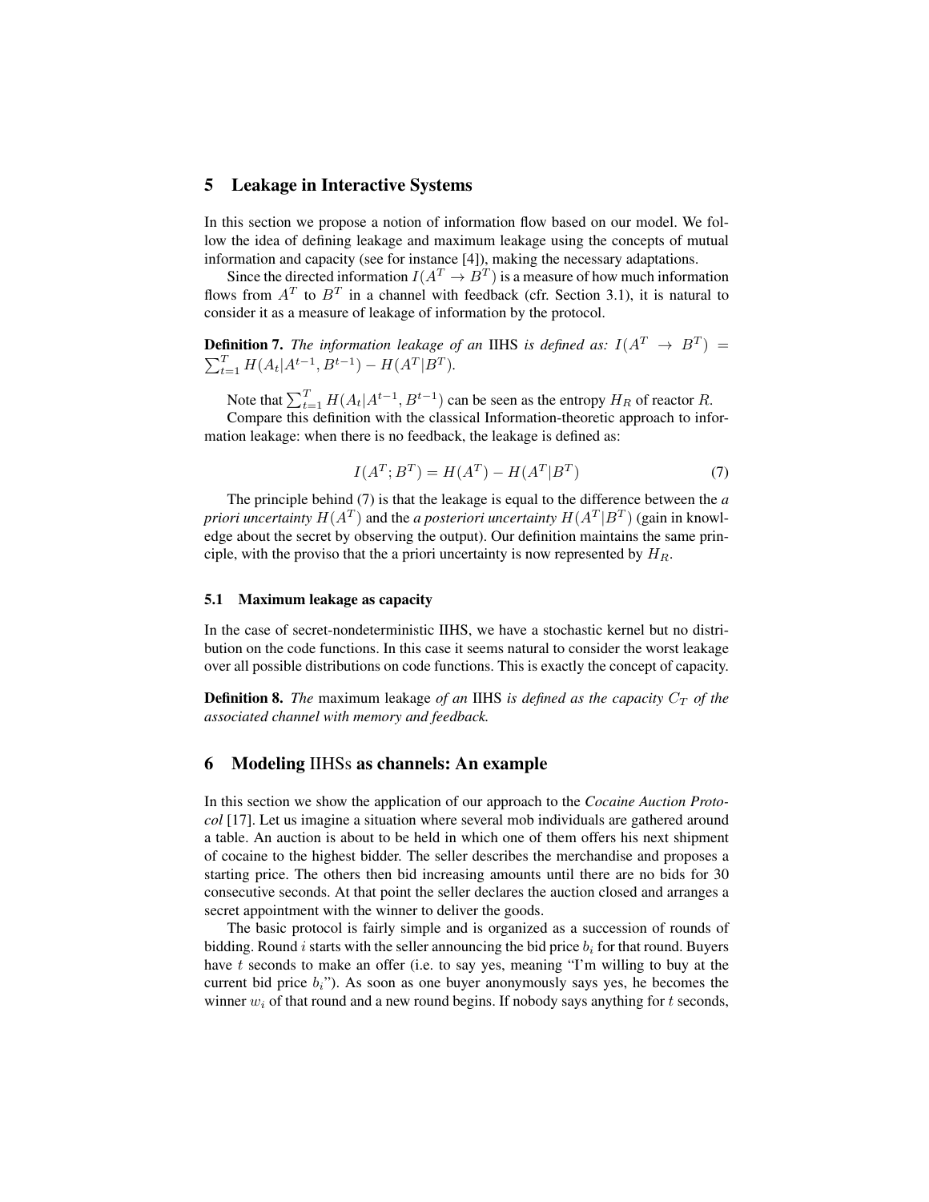## 5 Leakage in Interactive Systems

In this section we propose a notion of information flow based on our model. We follow the idea of defining leakage and maximum leakage using the concepts of mutual information and capacity (see for instance [4]), making the necessary adaptations.

Since the directed information $I(A^T \to B^T)$ is a measure of how much information flows from $A^T$ to $B^T$ in a channel with feedback (cfr. Section 3.1), it is natural to consider it as a measure of leakage of information by the protocol.

**Definition 7.** *The information leakage of an* IIHS *is defined as:* $I(A^T \to B^T) = \sum_{t=1}^{T} H(A_t|A^{t-1}, B^{t-1}) - H(A^T|B^T)$.

Note that $\sum_{t=1}^{T} H(A_t|A^{t-1}, B^{t-1})$ can be seen as the entropy $H_R$ of reactor $R$.

Compare this definition with the classical Information-theoretic approach to information leakage: when there is no feedback, the leakage is defined as:

$$I(A^T; B^T) = H(A^T) - H(A^T|B^T) \tag{7}$$

The principle behind (7) is that the leakage is equal to the difference between the *a priori uncertainty* $H(A^T)$ and the *a posteriori uncertainty* $H(A^T|B^T)$ (gain in knowledge about the secret by observing the output). Our definition maintains the same principle, with the proviso that the a priori uncertainty is now represented by $H_R$.

### 5.1 Maximum leakage as capacity

In the case of secret-nondeterministic IIHS, we have a stochastic kernel but no distribution on the code functions. In this case it seems natural to consider the worst leakage over all possible distributions on code functions. This is exactly the concept of capacity.

**Definition 8.** *The* maximum leakage *of an* IIHS *is defined as the capacity* $C_T$ *of the associated channel with memory and feedback.*

## 6 Modeling IIHSs as channels: An example

In this section we show the application of our approach to the *Cocaine Auction Protocol* [17]. Let us imagine a situation where several mob individuals are gathered around a table. An auction is about to be held in which one of them offers his next shipment of cocaine to the highest bidder. The seller describes the merchandise and proposes a starting price. The others then bid increasing amounts until there are no bids for 30 consecutive seconds. At that point the seller declares the auction closed and arranges a secret appointment with the winner to deliver the goods.

The basic protocol is fairly simple and is organized as a succession of rounds of bidding. Round $i$ starts with the seller announcing the bid price $b_i$ for that round. Buyers have $t$ seconds to make an offer (i.e. to say yes, meaning "I'm willing to buy at the current bid price $b_i$"). As soon as one buyer anonymously says yes, he becomes the winner $w_i$ of that round and a new round begins. If nobody says anything for $t$ seconds,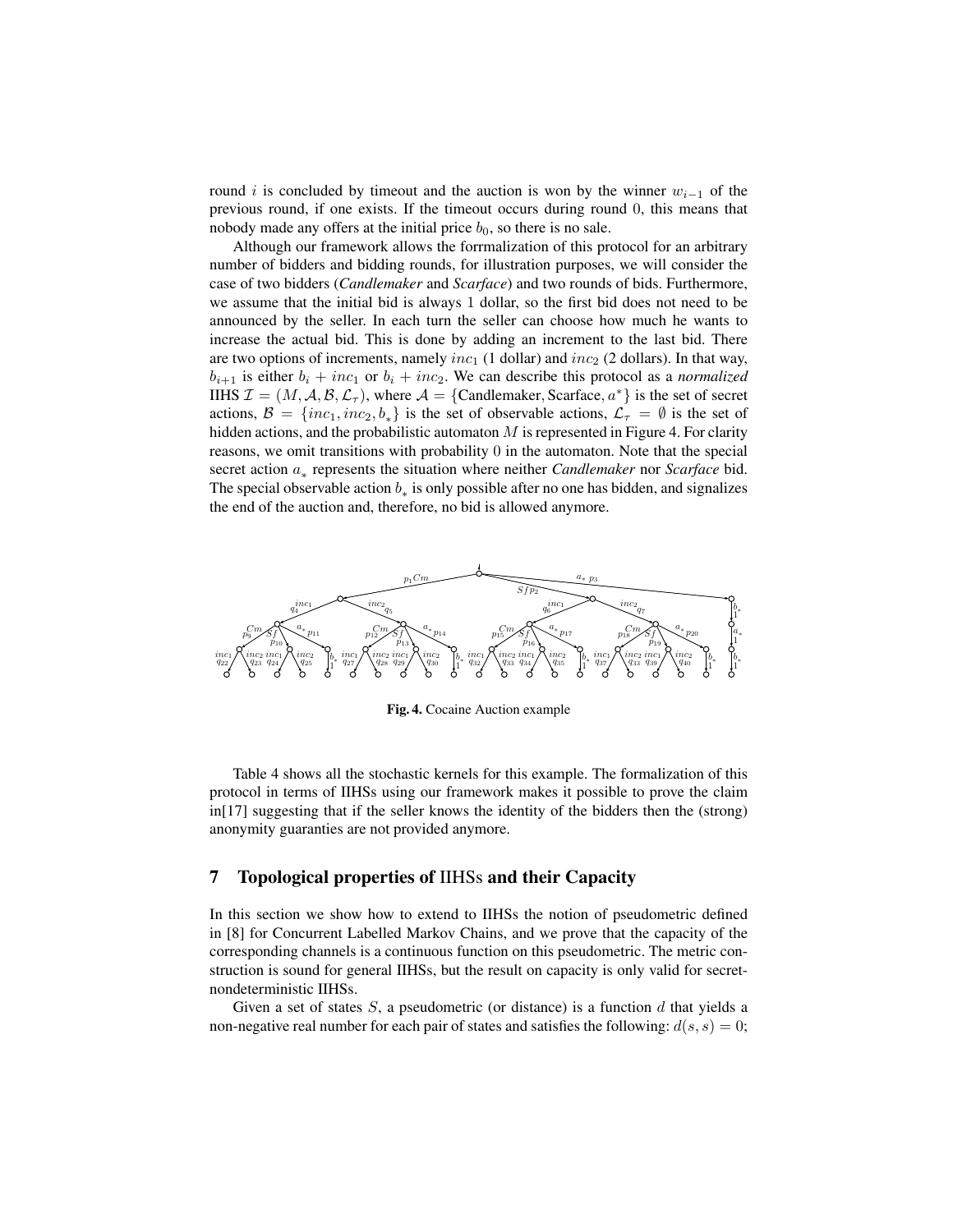round $i$ is concluded by timeout and the auction is won by the winner $w_{i-1}$ of the previous round, if one exists. If the timeout occurs during round 0, this means that nobody made any offers at the initial price $b_0$, so there is no sale.

Although our framework allows the forrmalization of this protocol for an arbitrary number of bidders and bidding rounds, for illustration purposes, we will consider the case of two bidders (*Candlemaker* and *Scarface*) and two rounds of bids. Furthermore, we assume that the initial bid is always 1 dollar, so the first bid does not need to be announced by the seller. In each turn the seller can choose how much he wants to increase the actual bid. This is done by adding an increment to the last bid. There are two options of increments, namely $inc_1$ (1 dollar) and $inc_2$ (2 dollars). In that way, $b_{i+1}$ is either $b_i + inc_1$ or $b_i + inc_2$. We can describe this protocol as a *normalized* IIHS $\mathcal{I} = (M, \mathcal{A}, \mathcal{B}, \mathcal{L}_\tau)$, where $\mathcal{A} = \{\text{Candlemaker}, \text{Scarface}, a^*\}$ is the set of secret actions, $\mathcal{B} = \{inc_1, inc_2, b_*\}$ is the set of observable actions, $\mathcal{L}_\tau = \emptyset$ is the set of hidden actions, and the probabilistic automaton $M$ is represented in Figure 4. For clarity reasons, we omit transitions with probability 0 in the automaton. Note that the special secret action $a_*$ represents the situation where neither *Candlemaker* nor *Scarface* bid. The special observable action $b_*$ is only possible after no one has bidden, and signalizes the end of the auction and, therefore, no bid is allowed anymore.

**Fig. 4.** Cocaine Auction example

Table 4 shows all the stochastic kernels for this example. The formalization of this protocol in terms of IIHSs using our framework makes it possible to prove the claim in[17] suggesting that if the seller knows the identity of the bidders then the (strong) anonymity guarantees are not provided anymore.

## 7 Topological properties of IIHSs and their Capacity

In this section we show how to extend to IIHSs the notion of pseudometric defined in [8] for Concurrent Labelled Markov Chains, and we prove that the capacity of the corresponding channels is a continuous function on this pseudometric. The metric construction is sound for general IIHSs, but the result on capacity is only valid for secret-nondeterministic IIHSs.

Given a set of states $S$, a pseudometric (or distance) is a function $d$ that yields a non-negative real number for each pair of states and satisfies the following: $d(s, s) = 0$;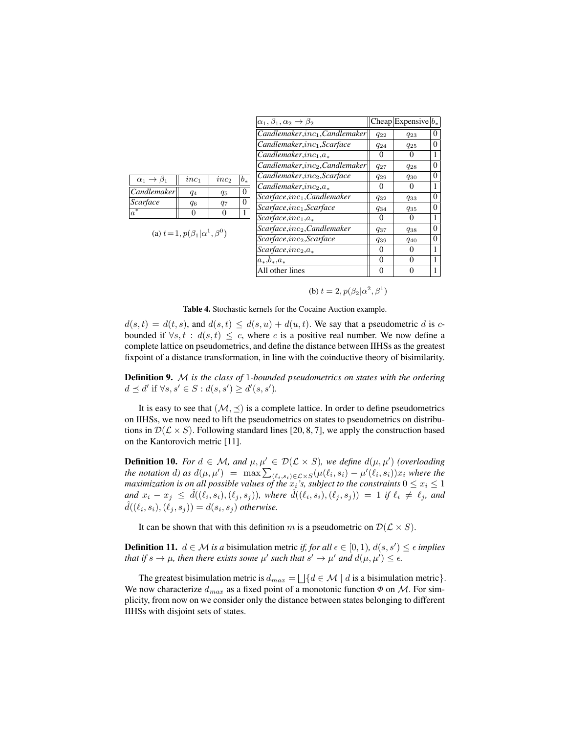| $\alpha_1 \to \beta_1$ | $inc_1$ | $inc_2$ | $b_*$ |
|---|---|---|---|
| *Candlemaker* | $q_4$ | $q_5$ | 0 |
| *Scarface* | $q_6$ | $q_7$ | 0 |
| $a^*$ | 0 | 0 | 1 |

(a) $t=1, p(\beta_1|\alpha^1, \beta^0)$

| $\alpha_1, \beta_1, \alpha_2 \to \beta_2$ | Cheap | Expensive | $b_*$ |
|---|---|---|---|
| *Candlemaker*,$inc_1$,*Candlemaker* | $q_{22}$ | $q_{23}$ | 0 |
| *Candlemaker*,$inc_1$,*Scarface* | $q_{24}$ | $q_{25}$ | 0 |
| *Candlemaker*,$inc_1$,$a_*$ | 0 | 0 | 1 |
| *Candlemaker*,$inc_2$,*Candlemaker* | $q_{27}$ | $q_{28}$ | 0 |
| *Candlemaker*,$inc_2$,*Scarface* | $q_{29}$ | $q_{30}$ | 0 |
| *Candlemaker*,$inc_2$,$a_*$ | 0 | 0 | 1 |
| *Scarface*,$inc_1$,*Candlemaker* | $q_{32}$ | $q_{33}$ | 0 |
| *Scarface*,$inc_1$,*Scarface* | $q_{34}$ | $q_{35}$ | 0 |
| *Scarface*,$inc_1$,$a_*$ | 0 | 0 | 1 |
| *Scarface*,$inc_2$,*Candlemaker* | $q_{37}$ | $q_{38}$ | 0 |
| *Scarface*,$inc_2$,*Scarface* | $q_{39}$ | $q_{40}$ | 0 |
| *Scarface*,$inc_2$,$a_*$ | 0 | 0 | 1 |
| $a_*$,$b_*$,$a_*$ | 0 | 0 | 1 |
| All other lines | 0 | 0 | 1 |

(b) $t = 2, p(\beta_2|\alpha^2, \beta^1)$

**Table 4.** Stochastic kernels for the Cocaine Auction example.

$d(s,t) = d(t,s)$, and $d(s,t) \le d(s,u) + d(u,t)$. We say that a pseudometric $d$ is $c$-bounded if $\forall s,t : d(s,t) \le c$, where $c$ is a positive real number. We now define a complete lattice on pseudometrics, and define the distance between IIHSs as the greatest fixpoint of a distance transformation, in line with the coinductive theory of bisimilarity.

**Definition 9.** *$\mathcal{M}$ is the class of 1-bounded pseudometrics on states with the ordering* $d \preceq d'$ if $\forall s, s' \in S : d(s,s') \ge d'(s,s')$.

It is easy to see that $(\mathcal{M}, \preceq)$ is a complete lattice. In order to define pseudometrics on IIHSs, we now need to lift the pseudometrics on states to pseudometrics on distributions in $\mathcal{D}(\mathcal{L} \times S)$. Following standard lines [20, 8, 7], we apply the construction based on the Kantorovich metric [11].

**Definition 10.** *For $d \in \mathcal{M}$, and $\mu, \mu' \in \mathcal{D}(\mathcal{L} \times S)$, we define $d(\mu, \mu')$ (overloading the notation $d$) as $d(\mu, \mu') = \max \sum_{(\ell_i, s_i) \in \mathcal{L} \times S} (\mu(\ell_i, s_i) - \mu'(\ell_i, s_i))x_i$ where the maximization is on all possible values of the $x_i$'s, subject to the constraints $0 \le x_i \le 1$ and $x_i - x_j \le \hat{d}((\ell_i, s_i), (\ell_j, s_j))$, where $\hat{d}((\ell_i, s_i), (\ell_j, s_j)) = 1$ if $\ell_i \ne \ell_j$, and $\hat{d}((\ell_i, s_i), (\ell_j, s_j)) = d(s_i, s_j)$ otherwise.*

It can be shown that with this definition $m$ is a pseudometric on $\mathcal{D}(\mathcal{L} \times S)$.

**Definition 11.** $d \in \mathcal{M}$ *is a* bisimulation metric *if, for all $\epsilon \in [0,1)$, $d(s,s') \le \epsilon$ implies that if $s \to \mu$, then there exists some $\mu'$ such that $s' \to \mu'$ and $d(\mu, \mu') \le \epsilon$.*

The greatest bisimulation metric is $d_{max} = \bigsqcup \{d \in \mathcal{M} \mid d \text{ is a bisimulation metric}\}$. We now characterize $d_{max}$ as a fixed point of a monotonic function $\Phi$ on $\mathcal{M}$. For simplicity, from now on we consider only the distance between states belonging to different IIHSs with disjoint sets of states.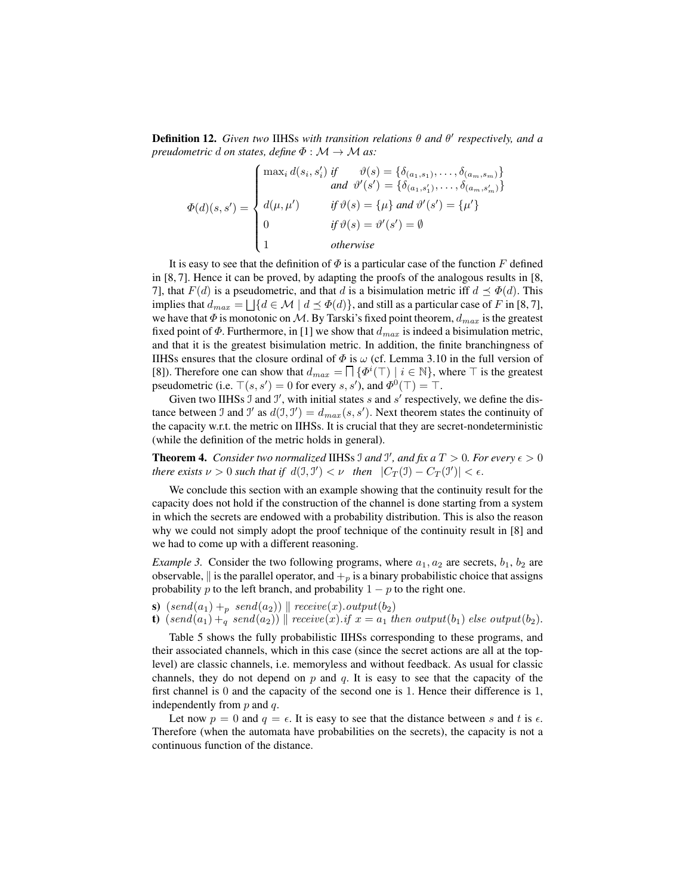**Definition 12.** *Given two* IIHSs *with transition relations $\theta$ and $\theta'$ respectively, and a preudometric $d$ on states, define $\Phi : \mathcal{M} \to \mathcal{M}$ as:*

$$\Phi(d)(s, s') = \begin{cases} \max_i d(s_i, s'_i) & \textit{if} \quad \vartheta(s) = \{\delta_{(a_1,s_1)}, \ldots, \delta_{(a_m,s_m)}\} \\ & \textit{and} \;\; \vartheta'(s') = \{\delta_{(a_1,s'_1)}, \ldots, \delta_{(a_m,s'_m)}\} \\ d(\mu, \mu') & \textit{if } \vartheta(s) = \{\mu\} \textit{ and } \vartheta'(s') = \{\mu'\} \\ 0 & \textit{if } \vartheta(s) = \vartheta'(s') = \emptyset \\ 1 & \textit{otherwise} \end{cases}$$

It is easy to see that the definition of $\Phi$ is a particular case of the function $F$ defined in [8, 7]. Hence it can be proved, by adapting the proofs of the analogous results in [8, 7], that $F(d)$ is a pseudometric, and that $d$ is a bisimulation metric iff $d \preceq \Phi(d)$. This implies that $d_{max} = \bigsqcup\{d \in \mathcal{M} \mid d \preceq \Phi(d)\}$, and still as a particular case of $F$ in [8, 7], we have that $\Phi$ is monotonic on $\mathcal{M}$. By Tarski's fixed point theorem, $d_{max}$ is the greatest fixed point of $\Phi$. Furthermore, in [1] we show that $d_{max}$ is indeed a bisimulation metric, and that it is the greatest bisimulation metric. In addition, the finite branchingness of IIHSs ensures that the closure ordinal of $\Phi$ is $\omega$ (cf. Lemma 3.10 in the full version of [8]). Therefore one can show that $d_{max} = \bigsqcap\{\Phi^i(\top) \mid i \in \mathbb{N}\}$, where $\top$ is the greatest pseudometric (i.e. $\top(s, s') = 0$ for every $s, s'$), and $\Phi^0(\top) = \top$.

Given two IIHSs $\mathcal{I}$ and $\mathcal{I}'$, with initial states $s$ and $s'$ respectively, we define the distance between $\mathcal{I}$ and $\mathcal{I}'$ as $d(\mathcal{I}, \mathcal{I}') = d_{max}(s, s')$. Next theorem states the continuity of the capacity w.r.t. the metric on IIHSs. It is crucial that they are secret-nondeterministic (while the definition of the metric holds in general).

**Theorem 4.** *Consider two normalized* IIHSs *$\mathcal{I}$ and $\mathcal{I}'$, and fix a $T > 0$. For every $\epsilon > 0$ there exists $\nu > 0$ such that if $d(\mathcal{I}, \mathcal{I}') < \nu$ then $|C_T(\mathcal{I}) - C_T(\mathcal{I}')| < \epsilon$.*

We conclude this section with an example showing that the continuity result for the capacity does not hold if the construction of the channel is done starting from a system in which the secrets are endowed with a probability distribution. This is also the reason why we could not simply adopt the proof technique of the continuity result in [8] and we had to come up with a different reasoning.

*Example 3.* Consider the two following programs, where $a_1, a_2$ are secrets, $b_1$, $b_2$ are observable, $\|$ is the parallel operator, and $+_p$ is a binary probabilistic choice that assigns probability $p$ to the left branch, and probability $1 - p$ to the right one.

**s)** $(send(a_1) +_p \; send(a_2)) \parallel receive(x).output(b_2)$

**t)** $(send(a_1) +_q \; send(a_2)) \parallel receive(x).if\ x = a_1\ then\ output(b_1)\ else\ output(b_2)$.

Table 5 shows the fully probabilistic IIHSs corresponding to these programs, and their associated channels, which in this case (since the secret actions are all at the top-level) are classic channels, i.e. memoryless and without feedback. As usual for classic channels, they do not depend on $p$ and $q$. It is easy to see that the capacity of the first channel is 0 and the capacity of the second one is 1. Hence their difference is 1, independently from $p$ and $q$.

Let now $p = 0$ and $q = \epsilon$. It is easy to see that the distance between $s$ and $t$ is $\epsilon$. Therefore (when the automata have probabilities on the secrets), the capacity is not a continuous function of the distance.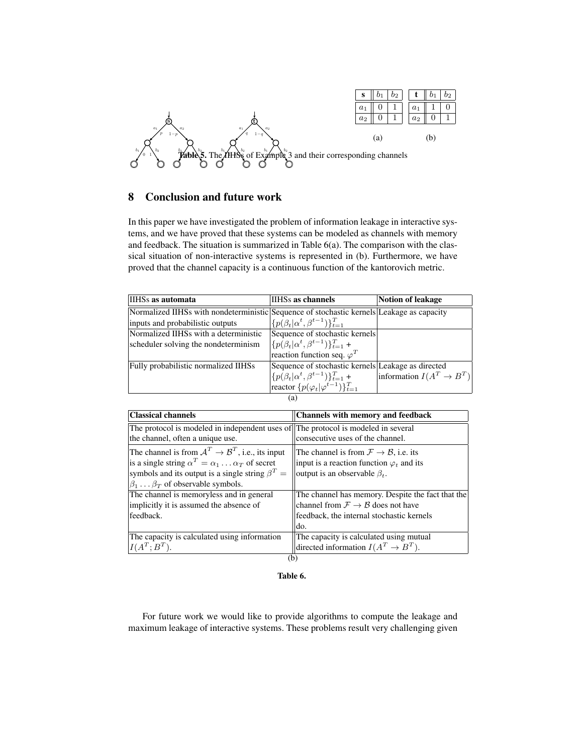| **s** | $b_1$ | $b_2$ |
|---|---|---|
| $a_1$ | 0 | 1 |
| $a_2$ | 0 | 1 |

(a)

| **t** | $b_1$ | $b_2$ |
|---|---|---|
| $a_1$ | 1 | 0 |
| $a_2$ | 0 | 1 |

(b)

**Table 5.** The IIHSs of Example 3 and their corresponding channels

## 8 Conclusion and future work

In this paper we have investigated the problem of information leakage in interactive systems, and we have proved that these systems can be modeled as channels with memory and feedback. The situation is summarized in Table 6(a). The comparison with the classical situation of non-interactive systems is represented in (b). Furthermore, we have proved that the channel capacity is a continuous function of the kantorovich metric.

| IIHSs **as automata** | IIHSs **as channels** | **Notion of leakage** |
|---|---|---|
| Normalized IIHSs with nondeterministic inputs and probabilistic outputs | Sequence of stochastic kernels $\{p(\beta_t\|\alpha^t, \beta^{t-1})\}_{t=1}^T$ | Leakage as capacity |
| Normalized IIHSs with a deterministic scheduler solving the nondeterminism | Sequence of stochastic kernels $\{p(\beta_t\|\alpha^t, \beta^{t-1})\}_{t=1}^T$ + reaction function seq. $\varphi^T$ | |
| Fully probabilistic normalized IIHSs | Sequence of stochastic kernels $\{p(\beta_t\|\alpha^t, \beta^{t-1})\}_{t=1}^T$ + reactor $\{p(\varphi_t\|\varphi^{t-1})\}_{t=1}^T$ | Leakage as directed information $I(A^T \to B^T)$ |

(a)

| **Classical channels** | **Channels with memory and feedback** |
|---|---|
| The protocol is modeled in independent uses of the channel, often a unique use. | The protocol is modeled in several consecutive uses of the channel. |
| The channel is from $\mathcal{A}^T \to \mathcal{B}^T$, i.e., its input is a single string $\alpha^T = \alpha_1 \dots \alpha_T$ of secret symbols and its output is a single string $\beta^T = \beta_1 \dots \beta_T$ of observable symbols. | The channel is from $\mathcal{F} \to \mathcal{B}$, i.e. its input is a reaction function $\varphi_t$ and its output is an observable $\beta_t$. |
| The channel is memoryless and in general implicitly it is assumed the absence of feedback. | The channel has memory. Despite the fact that the channel from $\mathcal{F} \to \mathcal{B}$ does not have feedback, the internal stochastic kernels do. |
| The capacity is calculated using information $I(A^T; B^T)$. | The capacity is calculated using mutual directed information $I(A^T \to B^T)$. |

(b)

**Table 6.**

For future work we would like to provide algorithms to compute the leakage and maximum leakage of interactive systems. These problems result very challenging given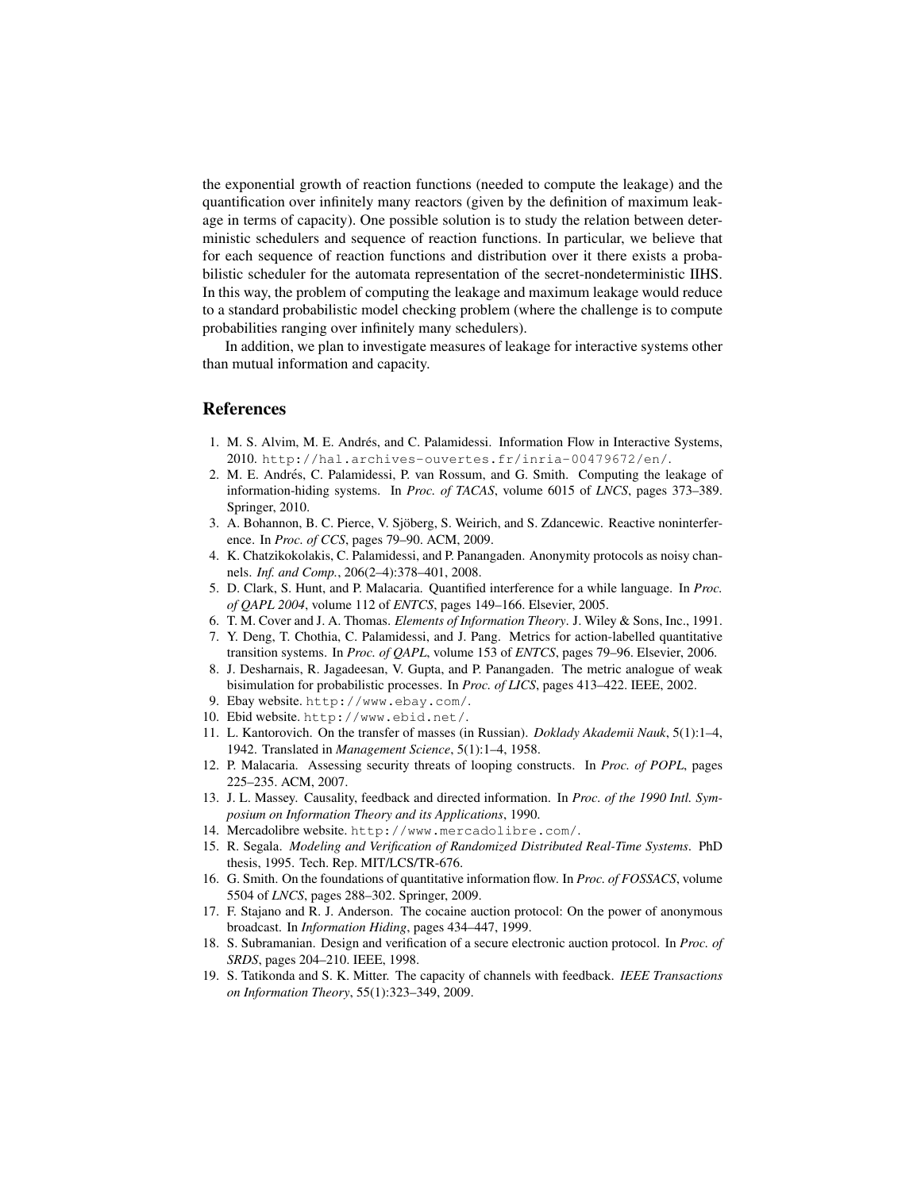the exponential growth of reaction functions (needed to compute the leakage) and the quantification over infinitely many reactors (given by the definition of maximum leakage in terms of capacity). One possible solution is to study the relation between deterministic schedulers and sequence of reaction functions. In particular, we believe that for each sequence of reaction functions and distribution over it there exists a probabilistic scheduler for the automata representation of the secret-nondeterministic IIHS. In this way, the problem of computing the leakage and maximum leakage would reduce to a standard probabilistic model checking problem (where the challenge is to compute probabilities ranging over infinitely many schedulers).

In addition, we plan to investigate measures of leakage for interactive systems other than mutual information and capacity.

## References

1. M. S. Alvim, M. E. Andrés, and C. Palamidessi. Information Flow in Interactive Systems, 2010. `http://hal.archives-ouvertes.fr/inria-00479672/en/`.
2. M. E. Andrés, C. Palamidessi, P. van Rossum, and G. Smith. Computing the leakage of information-hiding systems. In *Proc. of TACAS*, volume 6015 of *LNCS*, pages 373–389. Springer, 2010.
3. A. Bohannon, B. C. Pierce, V. Sjöberg, S. Weirich, and S. Zdancewic. Reactive noninterference. In *Proc. of CCS*, pages 79–90. ACM, 2009.
4. K. Chatzikokolakis, C. Palamidessi, and P. Panangaden. Anonymity protocols as noisy channels. *Inf. and Comp.*, 206(2–4):378–401, 2008.
5. D. Clark, S. Hunt, and P. Malacaria. Quantified interference for a while language. In *Proc. of QAPL 2004*, volume 112 of *ENTCS*, pages 149–166. Elsevier, 2005.
6. T. M. Cover and J. A. Thomas. *Elements of Information Theory*. J. Wiley & Sons, Inc., 1991.
7. Y. Deng, T. Chothia, C. Palamidessi, and J. Pang. Metrics for action-labelled quantitative transition systems. In *Proc. of QAPL*, volume 153 of *ENTCS*, pages 79–96. Elsevier, 2006.
8. J. Desharnais, R. Jagadeesan, V. Gupta, and P. Panangaden. The metric analogue of weak bisimulation for probabilistic processes. In *Proc. of LICS*, pages 413–422. IEEE, 2002.
9. Ebay website. `http://www.ebay.com/`.
10. Ebid website. `http://www.ebid.net/`.
11. L. Kantorovich. On the transfer of masses (in Russian). *Doklady Akademii Nauk*, 5(1):1–4, 1942. Translated in *Management Science*, 5(1):1–4, 1958.
12. P. Malacaria. Assessing security threats of looping constructs. In *Proc. of POPL*, pages 225–235. ACM, 2007.
13. J. L. Massey. Causality, feedback and directed information. In *Proc. of the 1990 Intl. Symposium on Information Theory and its Applications*, 1990.
14. Mercadolibre website. `http://www.mercadolibre.com/`.
15. R. Segala. *Modeling and Verification of Randomized Distributed Real-Time Systems*. PhD thesis, 1995. Tech. Rep. MIT/LCS/TR-676.
16. G. Smith. On the foundations of quantitative information flow. In *Proc. of FOSSACS*, volume 5504 of *LNCS*, pages 288–302. Springer, 2009.
17. F. Stajano and R. J. Anderson. The cocaine auction protocol: On the power of anonymous broadcast. In *Information Hiding*, pages 434–447, 1999.
18. S. Subramanian. Design and verification of a secure electronic auction protocol. In *Proc. of SRDS*, pages 204–210. IEEE, 1998.
19. S. Tatikonda and S. K. Mitter. The capacity of channels with feedback. *IEEE Transactions on Information Theory*, 55(1):323–349, 2009.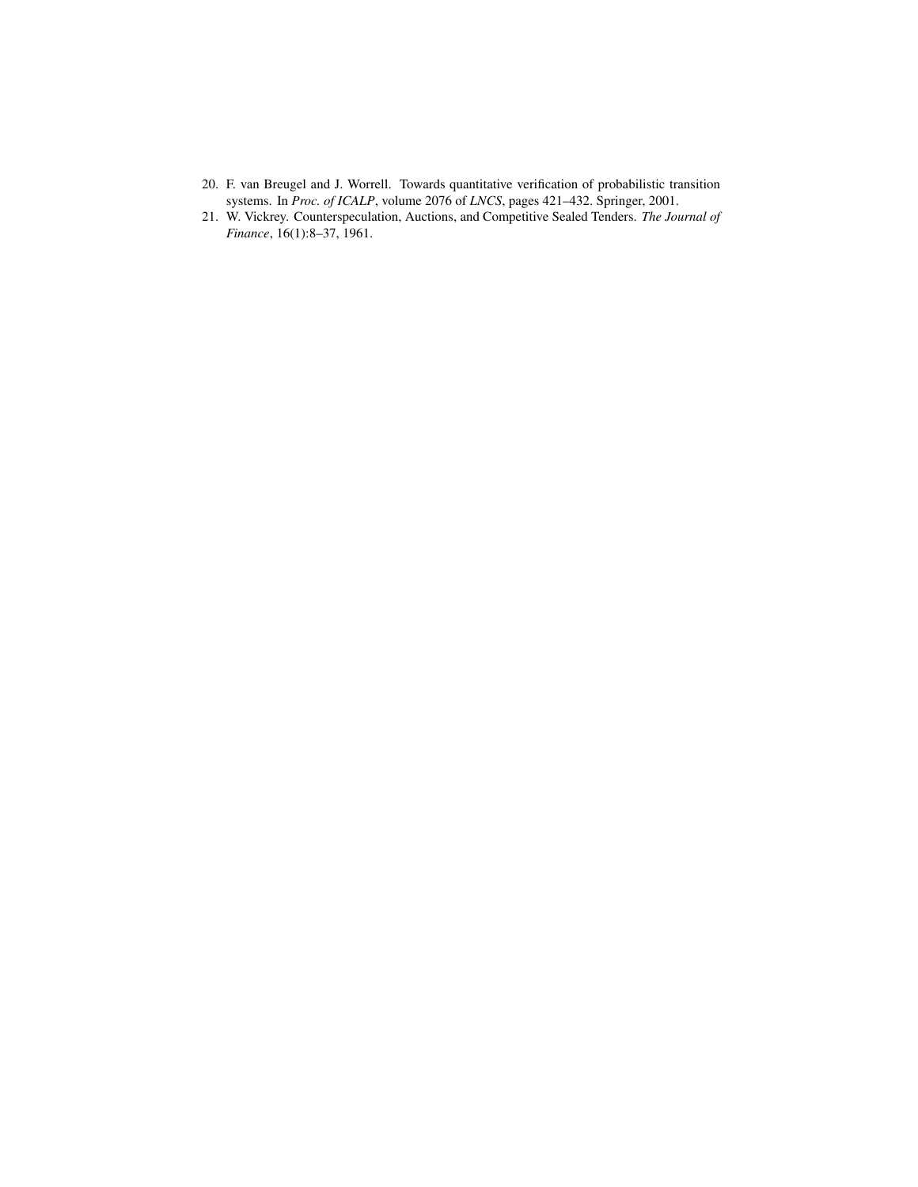20. F. van Breugel and J. Worrell. Towards quantitative verification of probabilistic transition systems. In *Proc. of ICALP*, volume 2076 of *LNCS*, pages 421–432. Springer, 2001.
21. W. Vickrey. Counterspeculation, Auctions, and Competitive Sealed Tenders. *The Journal of Finance*, 16(1):8–37, 1961.